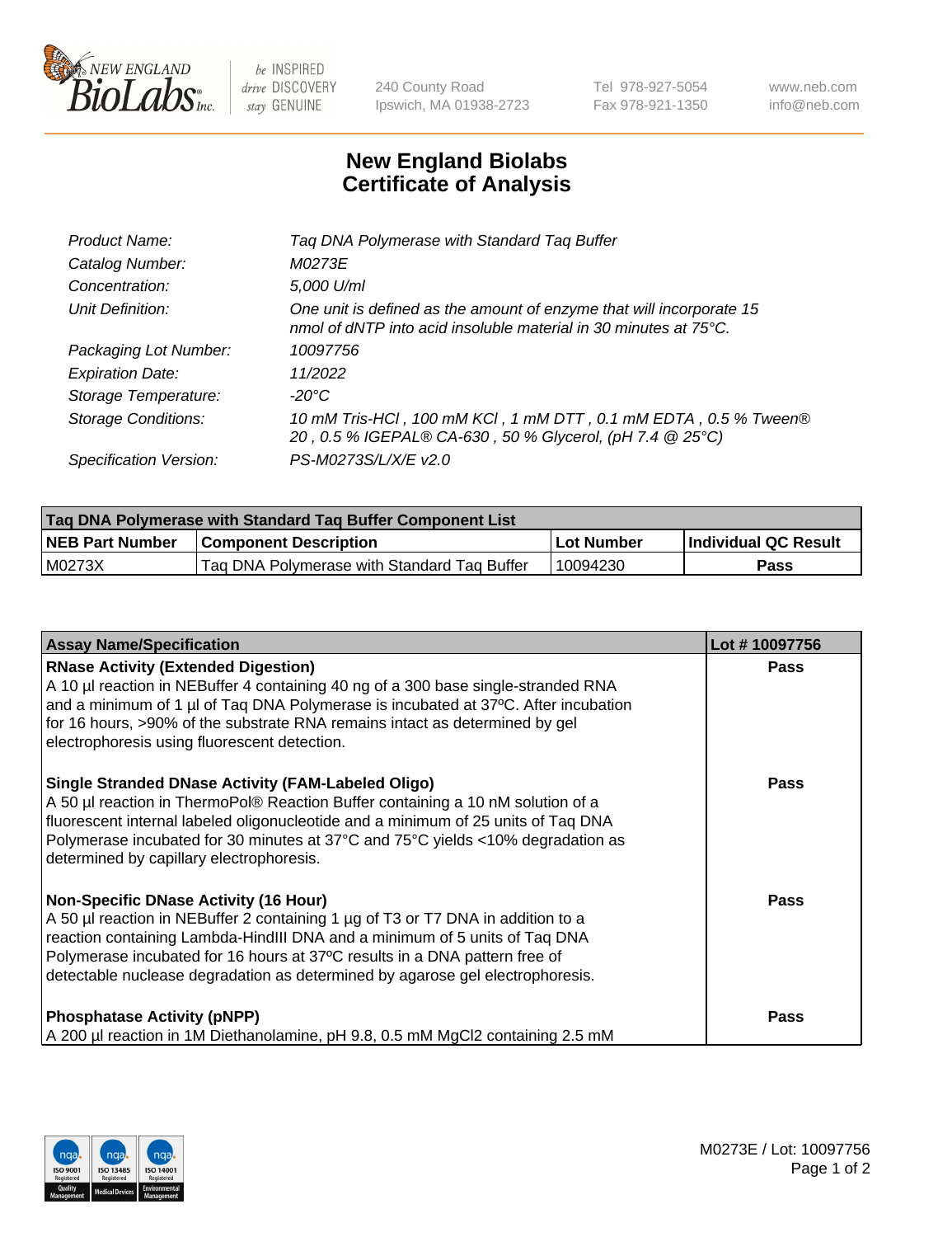# New England Biolabs Certificate of Analysis

| | |
|---|---|
| Product Name: | Taq DNA Polymerase with Standard Taq Buffer |
| Catalog Number: | M0273E |
| Concentration: | 5,000 U/ml |
| Unit Definition: | One unit is defined as the amount of enzyme that will incorporate 15 nmol of dNTP into acid insoluble material in 30 minutes at 75°C. |
| Packaging Lot Number: | 10097756 |
| Expiration Date: | 11/2022 |
| Storage Temperature: | -20°C |
| Storage Conditions: | 10 mM Tris-HCl , 100 mM KCl , 1 mM DTT , 0.1 mM EDTA , 0.5 % Tween® 20 , 0.5 % IGEPAL® CA-630 , 50 % Glycerol, (pH 7.4 @ 25°C) |
| Specification Version: | PS-M0273S/L/X/E v2.0 |

| Taq DNA Polymerase with Standard Taq Buffer Component List | | | |
|---|---|---|---|
| NEB Part Number | Component Description | Lot Number | Individual QC Result |
| M0273X | Taq DNA Polymerase with Standard Taq Buffer | 10094230 | Pass |

| Assay Name/Specification | Lot # 10097756 |
|---|---|
| **RNase Activity (Extended Digestion)**<br>A 10 µl reaction in NEBuffer 4 containing 40 ng of a 300 base single-stranded RNA and a minimum of 1 µl of Taq DNA Polymerase is incubated at 37ºC. After incubation for 16 hours, >90% of the substrate RNA remains intact as determined by gel electrophoresis using fluorescent detection. | Pass |
| **Single Stranded DNase Activity (FAM-Labeled Oligo)**<br>A 50 µl reaction in ThermoPol® Reaction Buffer containing a 10 nM solution of a fluorescent internal labeled oligonucleotide and a minimum of 25 units of Taq DNA Polymerase incubated for 30 minutes at 37°C and 75°C yields <10% degradation as determined by capillary electrophoresis. | Pass |
| **Non-Specific DNase Activity (16 Hour)**<br>A 50 µl reaction in NEBuffer 2 containing 1 µg of T3 or T7 DNA in addition to a reaction containing Lambda-HindIII DNA and a minimum of 5 units of Taq DNA Polymerase incubated for 16 hours at 37ºC results in a DNA pattern free of detectable nuclease degradation as determined by agarose gel electrophoresis. | Pass |
| **Phosphatase Activity (pNPP)**<br>A 200 µl reaction in 1M Diethanolamine, pH 9.8, 0.5 mM $MgCl_2$ containing 2.5 mM | Pass |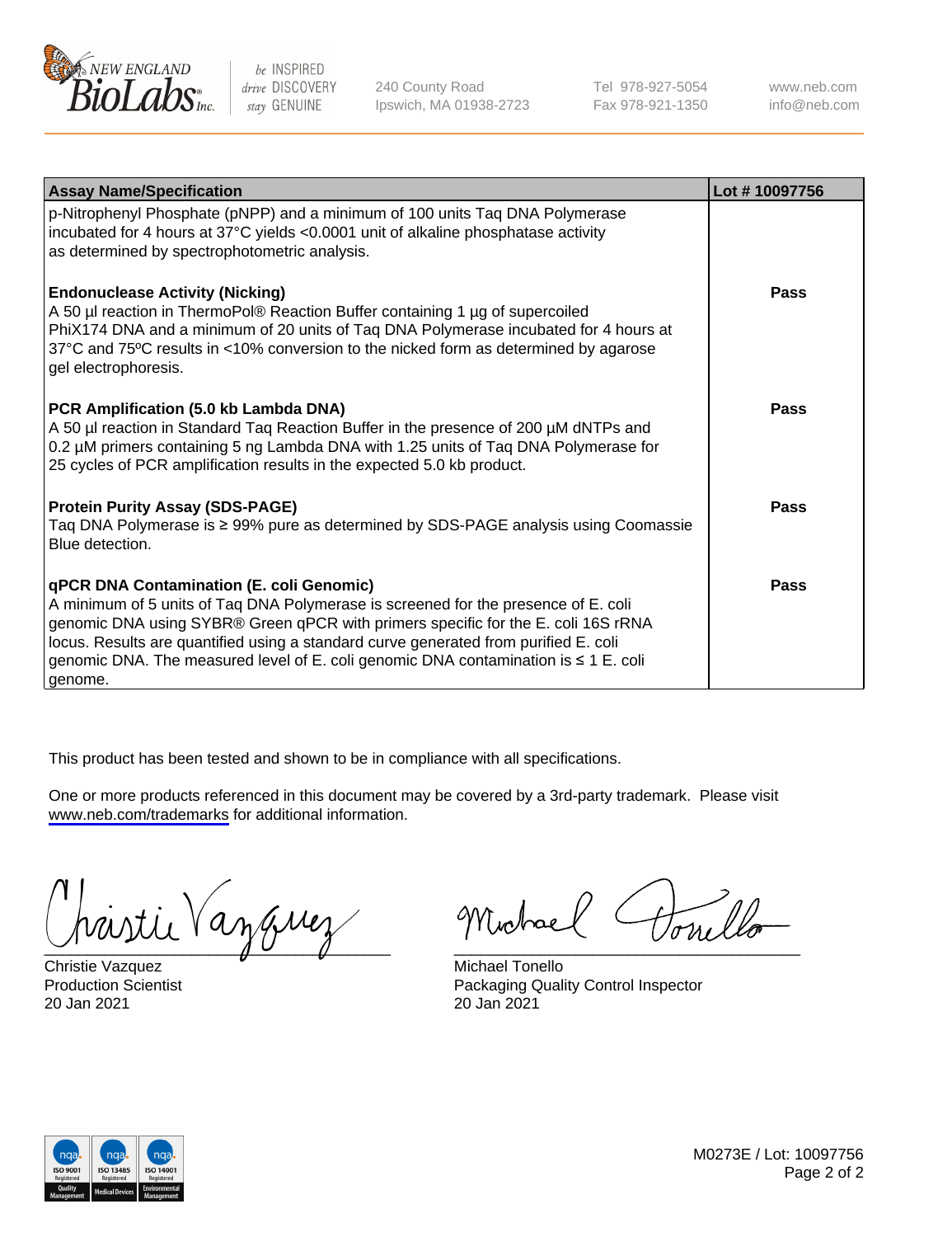| Assay Name/Specification | Lot # 10097756 |
| --- | --- |
| p-Nitrophenyl Phosphate (pNPP) and a minimum of 100 units Taq DNA Polymerase incubated for 4 hours at 37°C yields <0.0001 unit of alkaline phosphatase activity as determined by spectrophotometric analysis. | |
| **Endonuclease Activity (Nicking)** A 50 µl reaction in ThermoPol® Reaction Buffer containing 1 µg of supercoiled PhiX174 DNA and a minimum of 20 units of Taq DNA Polymerase incubated for 4 hours at 37°C and 75ºC results in <10% conversion to the nicked form as determined by agarose gel electrophoresis. | Pass |
| **PCR Amplification (5.0 kb Lambda DNA)** A 50 µl reaction in Standard Taq Reaction Buffer in the presence of 200 µM dNTPs and 0.2 µM primers containing 5 ng Lambda DNA with 1.25 units of Taq DNA Polymerase for 25 cycles of PCR amplification results in the expected 5.0 kb product. | Pass |
| **Protein Purity Assay (SDS-PAGE)** Taq DNA Polymerase is ≥ 99% pure as determined by SDS-PAGE analysis using Coomassie Blue detection. | Pass |
| **qPCR DNA Contamination (E. coli Genomic)** A minimum of 5 units of Taq DNA Polymerase is screened for the presence of E. coli genomic DNA using SYBR® Green qPCR with primers specific for the E. coli 16S rRNA locus. Results are quantified using a standard curve generated from purified E. coli genomic DNA. The measured level of E. coli genomic DNA contamination is ≤ 1 E. coli genome. | Pass |

This product has been tested and shown to be in compliance with all specifications.

One or more products referenced in this document may be covered by a 3rd-party trademark. Please visit www.neb.com/trademarks for additional information.

Christie Vazquez
Production Scientist
20 Jan 2021

Michael Tonello
Packaging Quality Control Inspector
20 Jan 2021

M0273E / Lot: 10097756